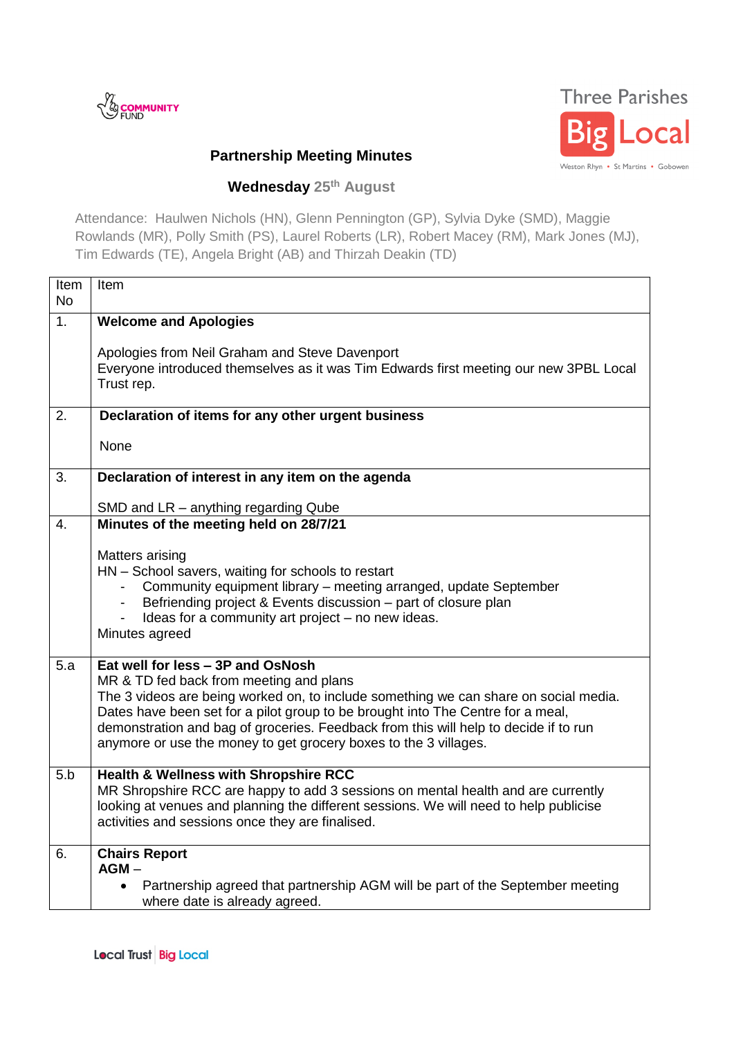# Partnership Meeting Minutes

## Wednesday 25th August

Attendance: Haulwen Nichols (HN), Glenn Pennington (GP), Sylvia Dyke (SMD), Maggie Rowlands (MR), Polly Smith (PS), Laurel Roberts (LR), Robert Macey (RM), Mark Jones (MJ), Tim Edwards (TE), Angela Bright (AB) and Thirzah Deakin (TD)

| Item No | Item |
|---|---|
| 1. | **Welcome and Apologies**<br><br>Apologies from Neil Graham and Steve Davenport<br>Everyone introduced themselves as it was Tim Edwards first meeting our new 3PBL Local Trust rep. |
| 2. | **Declaration of items for any other urgent business**<br><br>None |
| 3. | **Declaration of interest in any item on the agenda**<br><br>SMD and LR – anything regarding Qube |
| 4. | **Minutes of the meeting held on 28/7/21**<br><br>Matters arising<br>HN – School savers, waiting for schools to restart<br>- Community equipment library – meeting arranged, update September<br>- Befriending project & Events discussion – part of closure plan<br>- Ideas for a community art project – no new ideas.<br>Minutes agreed |
| 5.a | **Eat well for less – 3P and OsNosh**<br>MR & TD fed back from meeting and plans<br>The 3 videos are being worked on, to include something we can share on social media. Dates have been set for a pilot group to be brought into The Centre for a meal, demonstration and bag of groceries. Feedback from this will help to decide if to run anymore or use the money to get grocery boxes to the 3 villages. |
| 5.b | **Health & Wellness with Shropshire RCC**<br>MR Shropshire RCC are happy to add 3 sessions on mental health and are currently looking at venues and planning the different sessions. We will need to help publicise activities and sessions once they are finalised. |
| 6. | **Chairs Report**<br>**AGM** –<br>• Partnership agreed that partnership AGM will be part of the September meeting where date is already agreed. |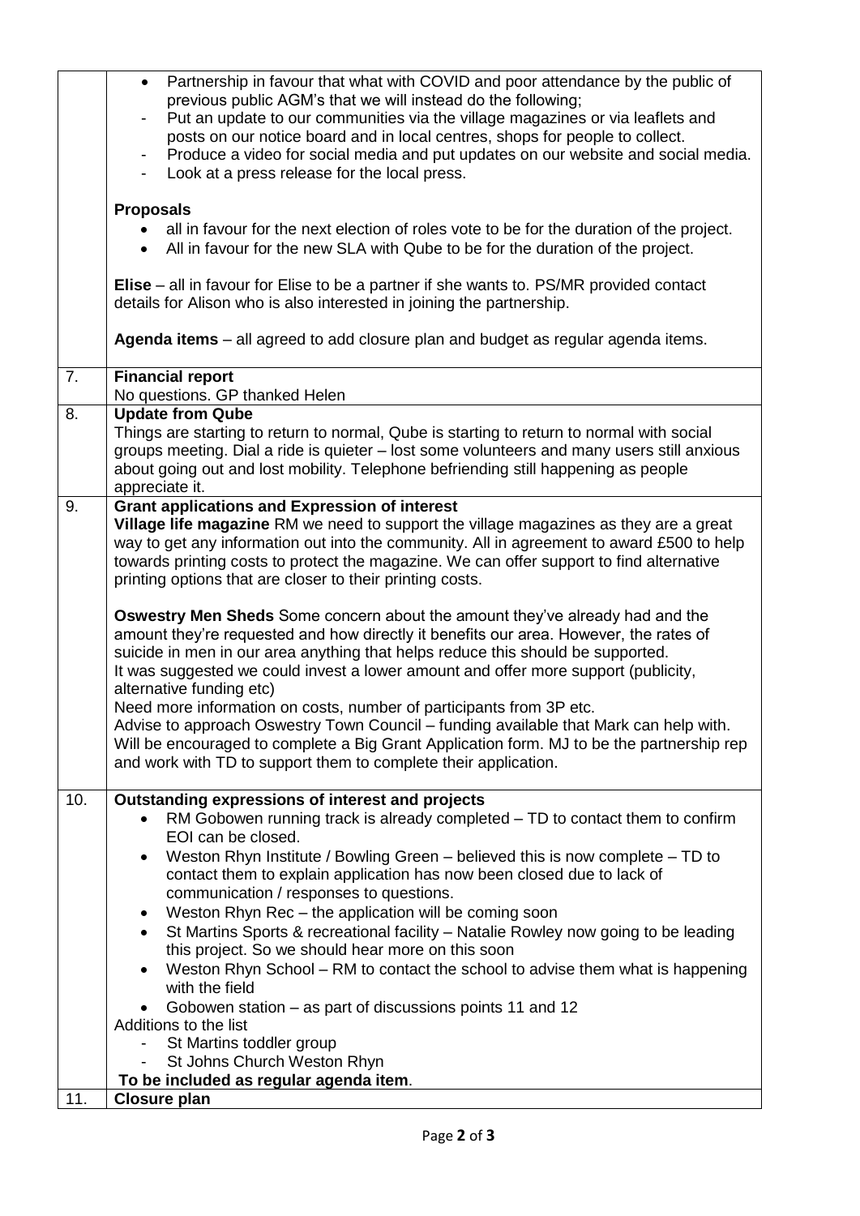| | |
|---|---|
| | • Partnership in favour that what with COVID and poor attendance by the public of previous public AGM's that we will instead do the following;<br>- Put an update to our communities via the village magazines or via leaflets and posts on our notice board and in local centres, shops for people to collect.<br>- Produce a video for social media and put updates on our website and social media.<br>- Look at a press release for the local press.<br><br>**Proposals**<br>• all in favour for the next election of roles vote to be for the duration of the project.<br>• All in favour for the new SLA with Qube to be for the duration of the project.<br><br>**Elise** – all in favour for Elise to be a partner if she wants to. PS/MR provided contact details for Alison who is also interested in joining the partnership.<br><br>**Agenda items** – all agreed to add closure plan and budget as regular agenda items. |
| 7. | **Financial report**<br>No questions. GP thanked Helen |
| 8. | **Update from Qube**<br>Things are starting to return to normal, Qube is starting to return to normal with social groups meeting. Dial a ride is quieter – lost some volunteers and many users still anxious about going out and lost mobility. Telephone befriending still happening as people appreciate it. |
| 9. | **Grant applications and Expression of interest**<br>**Village life magazine** RM we need to support the village magazines as they are a great way to get any information out into the community. All in agreement to award £500 to help towards printing costs to protect the magazine. We can offer support to find alternative printing options that are closer to their printing costs.<br><br>**Oswestry Men Sheds** Some concern about the amount they've already had and the amount they're requested and how directly it benefits our area. However, the rates of suicide in men in our area anything that helps reduce this should be supported.<br>It was suggested we could invest a lower amount and offer more support (publicity, alternative funding etc)<br>Need more information on costs, number of participants from 3P etc.<br>Advise to approach Oswestry Town Council – funding available that Mark can help with.<br>Will be encouraged to complete a Big Grant Application form. MJ to be the partnership rep and work with TD to support them to complete their application. |
| 10. | **Outstanding expressions of interest and projects**<br>• RM Gobowen running track is already completed – TD to contact them to confirm EOI can be closed.<br>• Weston Rhyn Institute / Bowling Green – believed this is now complete – TD to contact them to explain application has now been closed due to lack of communication / responses to questions.<br>• Weston Rhyn Rec – the application will be coming soon<br>• St Martins Sports & recreational facility – Natalie Rowley now going to be leading this project. So we should hear more on this soon<br>• Weston Rhyn School – RM to contact the school to advise them what is happening with the field<br>• Gobowen station – as part of discussions points 11 and 12<br>Additions to the list<br>- St Martins toddler group<br>- St Johns Church Weston Rhyn<br>**To be included as regular agenda item**. |
| 11. | **Closure plan** |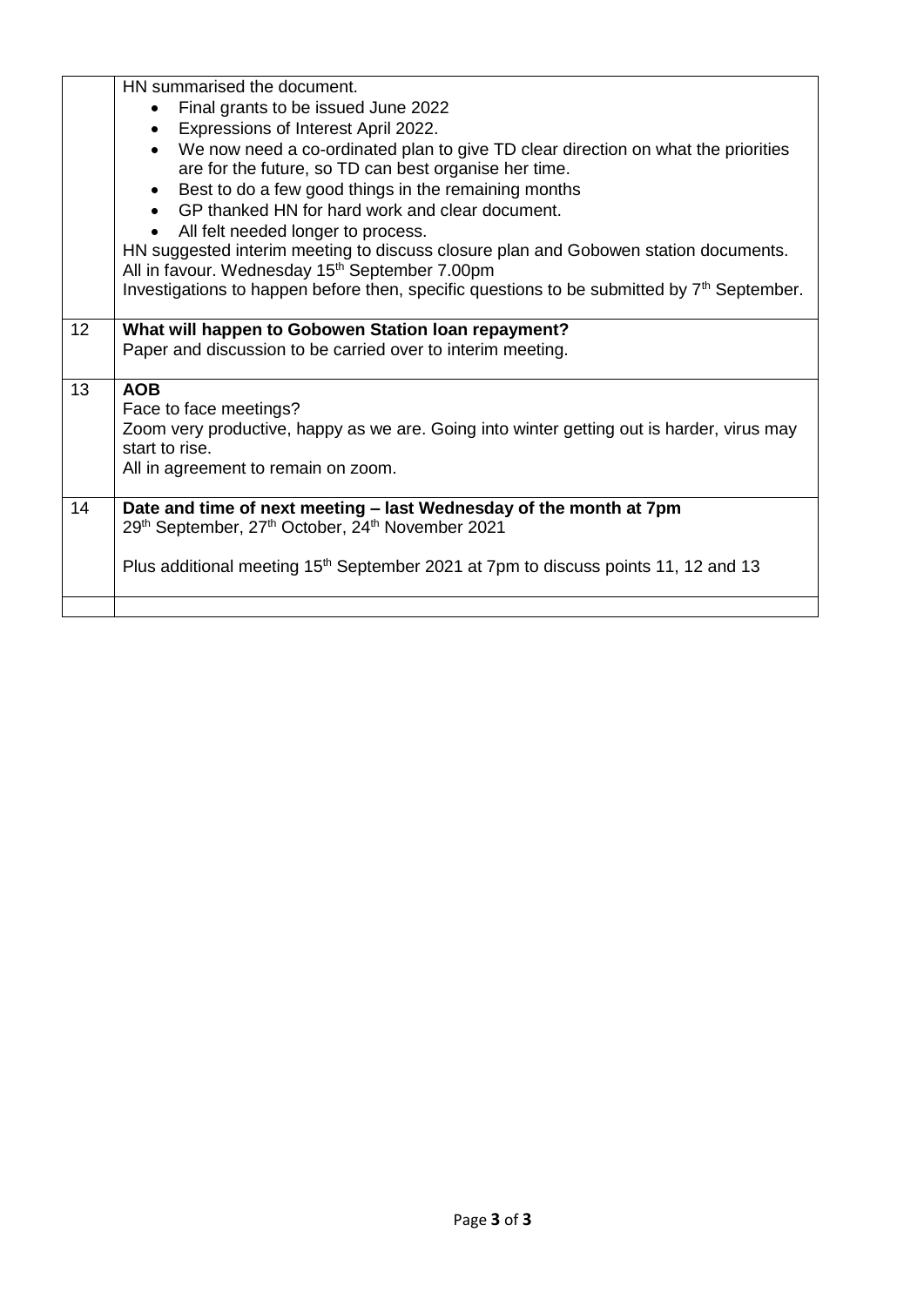| | |
|---|---|
| | HN summarised the document.<br>• Final grants to be issued June 2022<br>• Expressions of Interest April 2022.<br>• We now need a co-ordinated plan to give TD clear direction on what the priorities are for the future, so TD can best organise her time.<br>• Best to do a few good things in the remaining months<br>• GP thanked HN for hard work and clear document.<br>• All felt needed longer to process.<br>HN suggested interim meeting to discuss closure plan and Gobowen station documents.<br>All in favour. Wednesday 15th September 7.00pm<br>Investigations to happen before then, specific questions to be submitted by 7th September. |
| 12 | **What will happen to Gobowen Station loan repayment?**<br>Paper and discussion to be carried over to interim meeting. |
| 13 | **AOB**<br>Face to face meetings?<br>Zoom very productive, happy as we are. Going into winter getting out is harder, virus may start to rise.<br>All in agreement to remain on zoom. |
| 14 | **Date and time of next meeting – last Wednesday of the month at 7pm**<br>29th September, 27th October, 24th November 2021<br><br>Plus additional meeting 15th September 2021 at 7pm to discuss points 11, 12 and 13 |
| | |